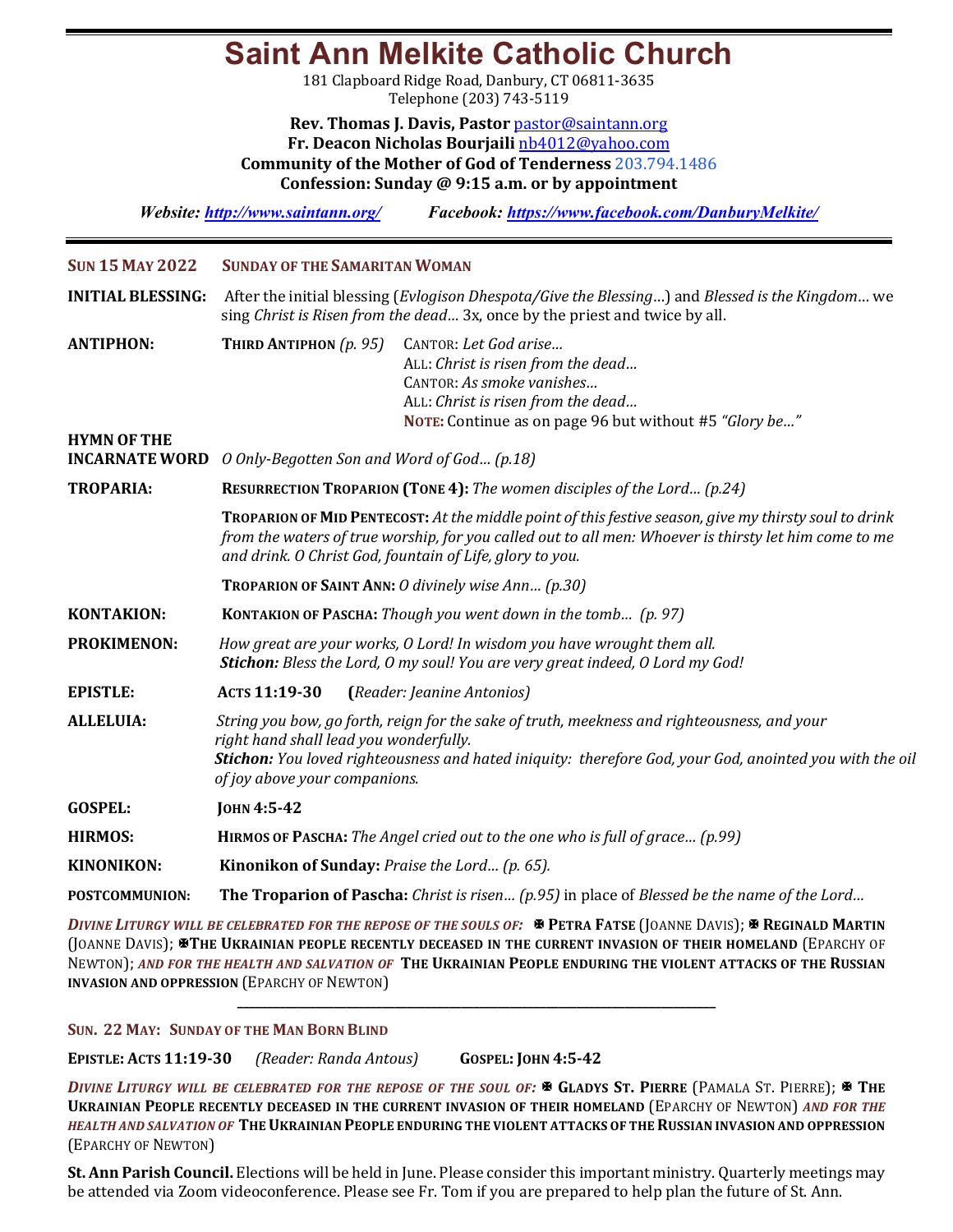# Saint Ann Melkite Catholic Church

181 Clapboard Ridge Road, Danbury, CT 06811-3635
Telephone (203) 743-5119

**Rev. Thomas J. Davis, Pastor** pastor@saintann.org
**Fr. Deacon Nicholas Bourjaili** nb4012@yahoo.com
**Community of the Mother of God of Tenderness** 203.794.1486
**Confession: Sunday @ 9:15 a.m. or by appointment**

***Website:*** ***http://www.saintann.org/*** ***Facebook:*** ***https://www.facebook.com/DanburyMelkite/***

---

**SUN 15 MAY 2022** **SUNDAY OF THE SAMARITAN WOMAN**

**INITIAL BLESSING:** After the initial blessing (*Evlogison Dhespota/Give the Blessing*…) and *Blessed is the Kingdom*… we sing *Christ is Risen from the dead*… 3x, once by the priest and twice by all.

**ANTIPHON:** **THIRD ANTIPHON** *(p. 95)*
CANTOR: *Let God arise…*
ALL: *Christ is risen from the dead…*
CANTOR: *As smoke vanishes…*
ALL: *Christ is risen from the dead…*
**NOTE:** Continue as on page 96 but without #5 *"Glory be…"*

**HYMN OF THE INCARNATE WORD** *O Only-Begotten Son and Word of God… (p.18)*

**TROPARIA:** **RESURRECTION TROPARION (TONE 4):** *The women disciples of the Lord… (p.24)*

**TROPARION OF MID PENTECOST:** *At the middle point of this festive season, give my thirsty soul to drink from the waters of true worship, for you called out to all men: Whoever is thirsty let him come to me and drink. O Christ God, fountain of Life, glory to you.*

**TROPARION OF SAINT ANN:** *O divinely wise Ann… (p.30)*

**KONTAKION:** **KONTAKION OF PASCHA:** *Though you went down in the tomb… (p. 97)*

**PROKIMENON:** *How great are your works, O Lord! In wisdom you have wrought them all.*
***Stichon:*** *Bless the Lord, O my soul! You are very great indeed, O Lord my God!*

**EPISTLE:** **ACTS 11:19-30** **(***Reader: Jeanine Antonios)*

**ALLELUIA:** *String you bow, go forth, reign for the sake of truth, meekness and righteousness, and your right hand shall lead you wonderfully.*
***Stichon:*** *You loved righteousness and hated iniquity: therefore God, your God, anointed you with the oil of joy above your companions.*

**GOSPEL:** **JOHN 4:5-42**

**HIRMOS:** **HIRMOS OF PASCHA:** *The Angel cried out to the one who is full of grace… (p.99)*

**KINONIKON:** **Kinonikon of Sunday:** *Praise the Lord… (p. 65).*

**POSTCOMMUNION:** **The Troparion of Pascha:** *Christ is risen… (p.95)* in place of *Blessed be the name of the Lord…*

***DIVINE LITURGY WILL BE CELEBRATED FOR THE REPOSE OF THE SOULS OF:*** ✠ **PETRA FATSE** (JOANNE DAVIS); ✠ **REGINALD MARTIN** (JOANNE DAVIS); ✠**THE UKRAINIAN PEOPLE RECENTLY DECEASED IN THE CURRENT INVASION OF THEIR HOMELAND** (EPARCHY OF NEWTON); ***AND FOR THE HEALTH AND SALVATION OF*** **THE UKRAINIAN PEOPLE ENDURING THE VIOLENT ATTACKS OF THE RUSSIAN INVASION AND OPPRESSION** (EPARCHY OF NEWTON)

---

**SUN. 22 MAY: SUNDAY OF THE MAN BORN BLIND**

**EPISTLE: ACTS 11:19-30** *(Reader: Randa Antous)* **GOSPEL: JOHN 4:5-42**

***DIVINE LITURGY WILL BE CELEBRATED FOR THE REPOSE OF THE SOUL OF:*** ✠ **GLADYS ST. PIERRE** (PAMALA ST. PIERRE); ✠ **THE UKRAINIAN PEOPLE RECENTLY DECEASED IN THE CURRENT INVASION OF THEIR HOMELAND** (EPARCHY OF NEWTON) ***AND FOR THE HEALTH AND SALVATION OF*** **THE UKRAINIAN PEOPLE ENDURING THE VIOLENT ATTACKS OF THE RUSSIAN INVASION AND OPPRESSION** (EPARCHY OF NEWTON)

**St. Ann Parish Council.** Elections will be held in June. Please consider this important ministry. Quarterly meetings may be attended via Zoom videoconference. Please see Fr. Tom if you are prepared to help plan the future of St. Ann.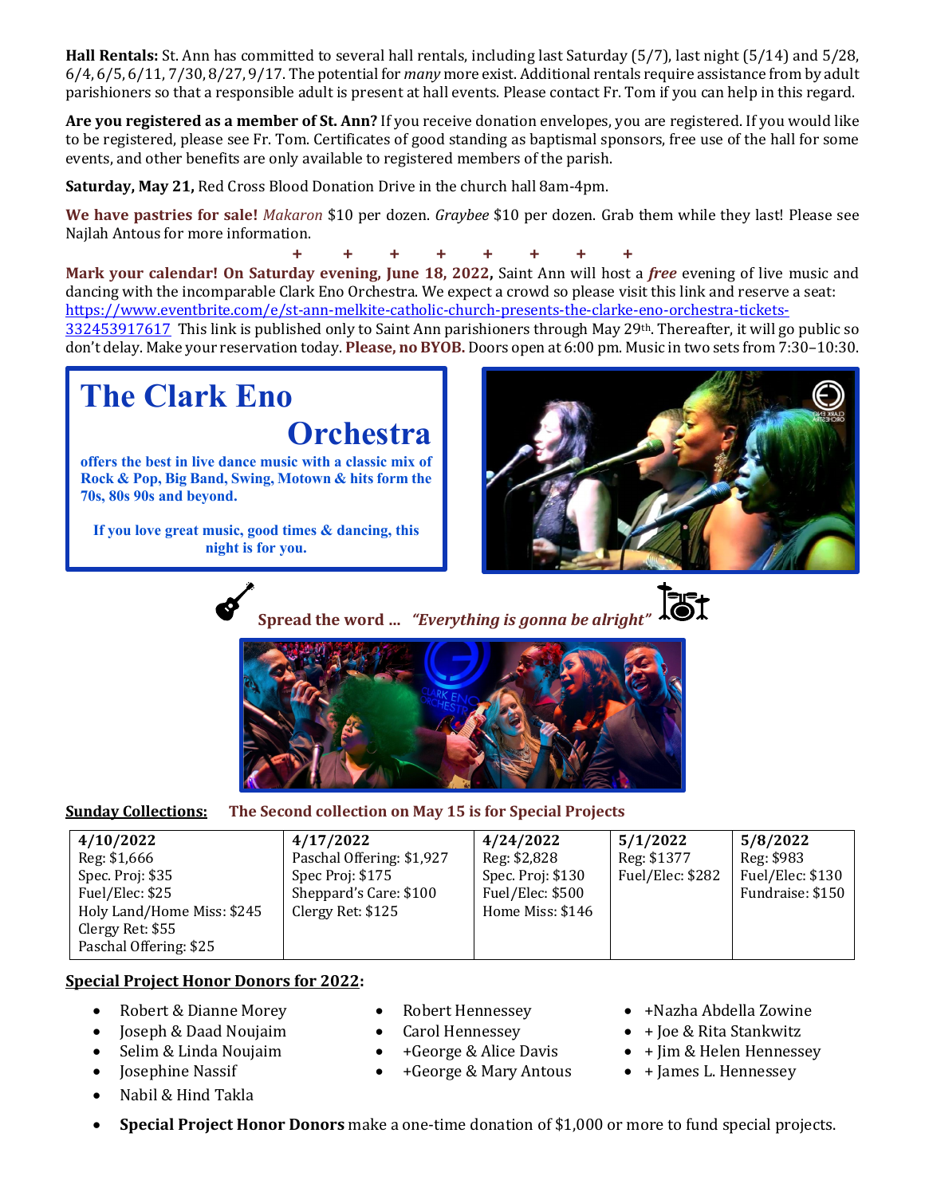**Hall Rentals:** St. Ann has committed to several hall rentals, including last Saturday (5/7), last night (5/14) and 5/28, 6/4, 6/5, 6/11, 7/30, 8/27, 9/17. The potential for *many* more exist. Additional rentals require assistance from by adult parishioners so that a responsible adult is present at hall events. Please contact Fr. Tom if you can help in this regard.

**Are you registered as a member of St. Ann?** If you receive donation envelopes, you are registered. If you would like to be registered, please see Fr. Tom. Certificates of good standing as baptismal sponsors, free use of the hall for some events, and other benefits are only available to registered members of the parish.

**Saturday, May 21,** Red Cross Blood Donation Drive in the church hall 8am-4pm.

**We have pastries for sale!** *Makaron* $10 per dozen. *Graybee* $10 per dozen. Grab them while they last! Please see Najlah Antous for more information.

\+ + + + + + + +

**Mark your calendar! On Saturday evening, June 18, 2022,** Saint Ann will host a ***free*** evening of live music and dancing with the incomparable Clark Eno Orchestra. We expect a crowd so please visit this link and reserve a seat: https://www.eventbrite.com/e/st-ann-melkite-catholic-church-presents-the-clarke-eno-orchestra-tickets-332453917617 This link is published only to Saint Ann parishioners through May 29th. Thereafter, it will go public so don't delay. Make your reservation today. **Please, no BYOB.** Doors open at 6:00 pm. Music in two sets from 7:30–10:30.

## The Clark Eno Orchestra

**offers the best in live dance music with a classic mix of Rock & Pop, Big Band, Swing, Motown & hits form the 70s, 80s 90s and beyond.**

**If you love great music, good times & dancing, this night is for you.**

**Spread the word … *"Everything is gonna be alright"***

**Sunday Collections:** **The Second collection on May 15 is for Special Projects**

| 4/10/2022 | 4/17/2022 | 4/24/2022 | 5/1/2022 | 5/8/2022 |
|---|---|---|---|---|
| Reg: $1,666<br>Spec. Proj: $35<br>Fuel/Elec: $25<br>Holy Land/Home Miss: $245<br>Clergy Ret: $55<br>Paschal Offering: $25 | Paschal Offering: $1,927<br>Spec Proj: $175<br>Sheppard's Care: $100<br>Clergy Ret: $125 | Reg: $2,828<br>Spec. Proj: $130<br>Fuel/Elec: $500<br>Home Miss: $146 | Reg: $1377<br>Fuel/Elec: $282 | Reg: $983<br>Fuel/Elec: $130<br>Fundraise: $150 |

**Special Project Honor Donors for 2022:**

- Robert & Dianne Morey
- Joseph & Daad Noujaim
- Selim & Linda Noujaim
- Josephine Nassif
- Nabil & Hind Takla
- Robert Hennessey
- Carol Hennessey
- +George & Alice Davis
- +George & Mary Antous
- +Nazha Abdella Zowine
- \+ Joe & Rita Stankwitz
- \+ Jim & Helen Hennessey
- \+ James L. Hennessey

- **Special Project Honor Donors** make a one-time donation of $1,000 or more to fund special projects.